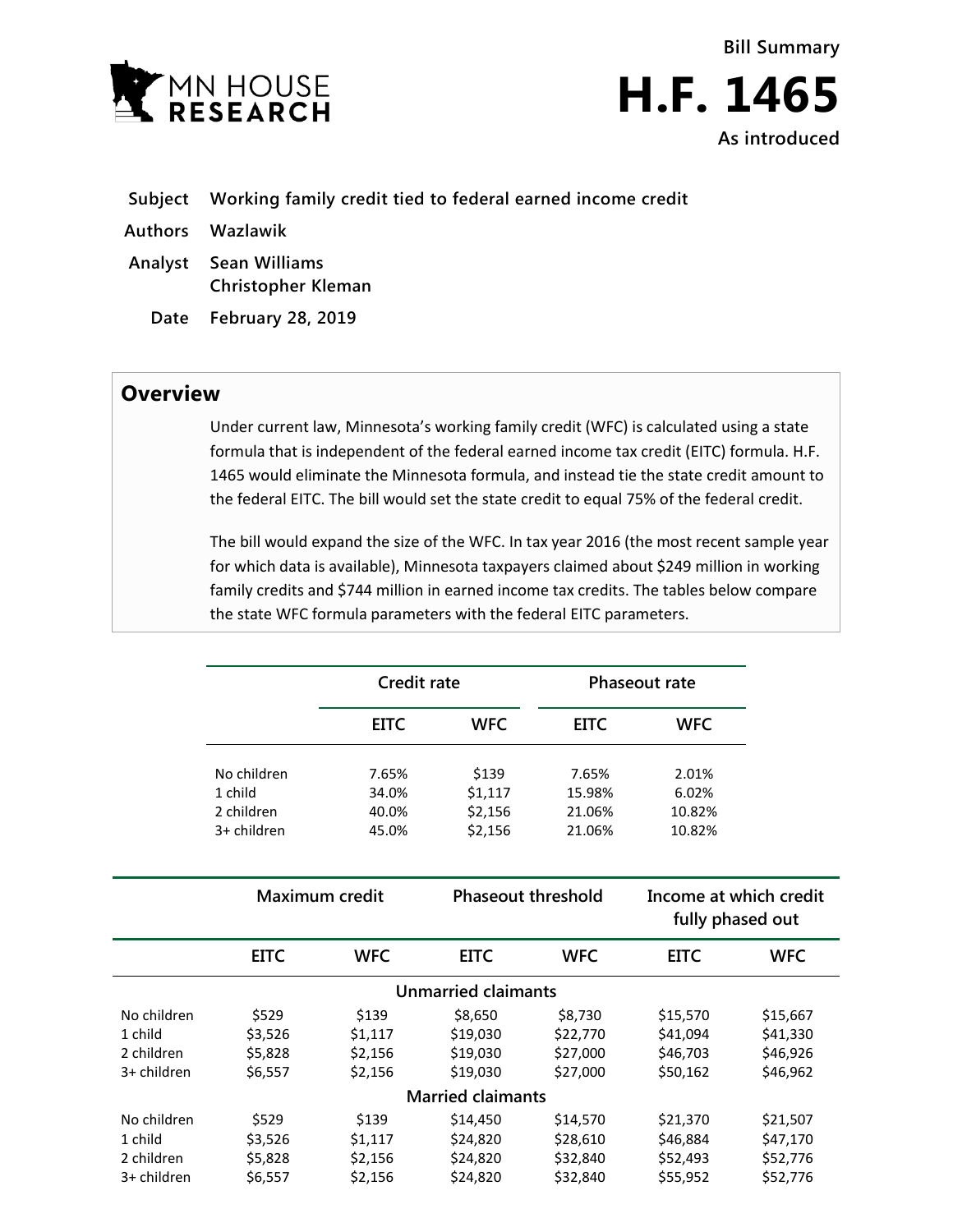Bill Summary

# H.F. 1465

As introduced

**Subject** Working family credit tied to federal earned income credit

**Authors** Wazlawik

**Analyst** Sean Williams
Christopher Kleman

**Date** February 28, 2019

## Overview

Under current law, Minnesota's working family credit (WFC) is calculated using a state formula that is independent of the federal earned income tax credit (EITC) formula. H.F. 1465 would eliminate the Minnesota formula, and instead tie the state credit amount to the federal EITC. The bill would set the state credit to equal 75% of the federal credit.

The bill would expand the size of the WFC. In tax year 2016 (the most recent sample year for which data is available), Minnesota taxpayers claimed about $249 million in working family credits and $744 million in earned income tax credits. The tables below compare the state WFC formula parameters with the federal EITC parameters.

| | Credit rate | | Phaseout rate | |
|---|---|---|---|---|
| | EITC | WFC | EITC | WFC |
| No children | 7.65% | $139 | 7.65% | 2.01% |
| 1 child | 34.0% | $1,117 | 15.98% | 6.02% |
| 2 children | 40.0% | $2,156 | 21.06% | 10.82% |
| 3+ children | 45.0% | $2,156 | 21.06% | 10.82% |

| | Maximum credit | | Phaseout threshold | | Income at which credit fully phased out | |
|---|---|---|---|---|---|---|
| | EITC | WFC | EITC | WFC | EITC | WFC |
| **Unmarried claimants** | | | | | | |
| No children | $529 | $139 | $8,650 | $8,730 | $15,570 | $15,667 |
| 1 child | $3,526 | $1,117 | $19,030 | $22,770 | $41,094 | $41,330 |
| 2 children | $5,828 | $2,156 | $19,030 | $27,000 | $46,703 | $46,926 |
| 3+ children | $6,557 | $2,156 | $19,030 | $27,000 | $50,162 | $46,962 |
| **Married claimants** | | | | | | |
| No children | $529 | $139 | $14,450 | $14,570 | $21,370 | $21,507 |
| 1 child | $3,526 | $1,117 | $24,820 | $28,610 | $46,884 | $47,170 |
| 2 children | $5,828 | $2,156 | $24,820 | $32,840 | $52,493 | $52,776 |
| 3+ children | $6,557 | $2,156 | $24,820 | $32,840 | $55,952 | $52,776 |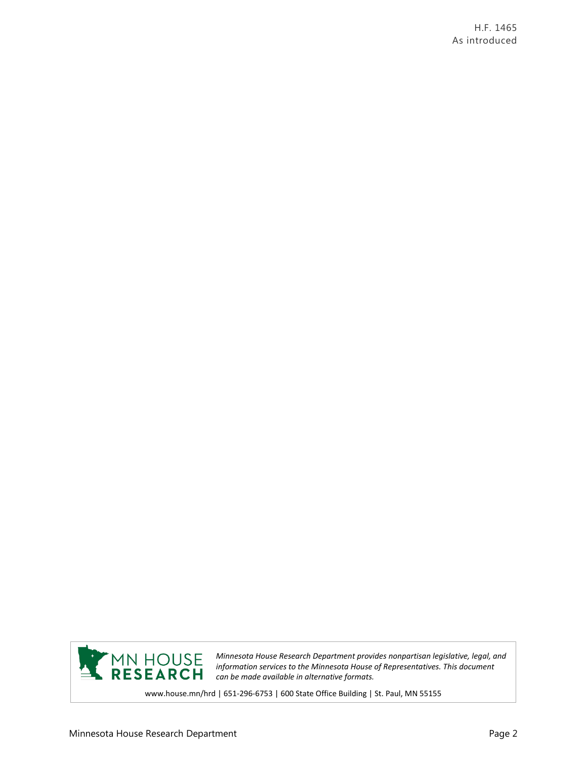MN HOUSE RESEARCH

*Minnesota House Research Department provides nonpartisan legislative, legal, and information services to the Minnesota House of Representatives. This document can be made available in alternative formats.*

www.house.mn/hrd | 651-296-6753 | 600 State Office Building | St. Paul, MN 55155